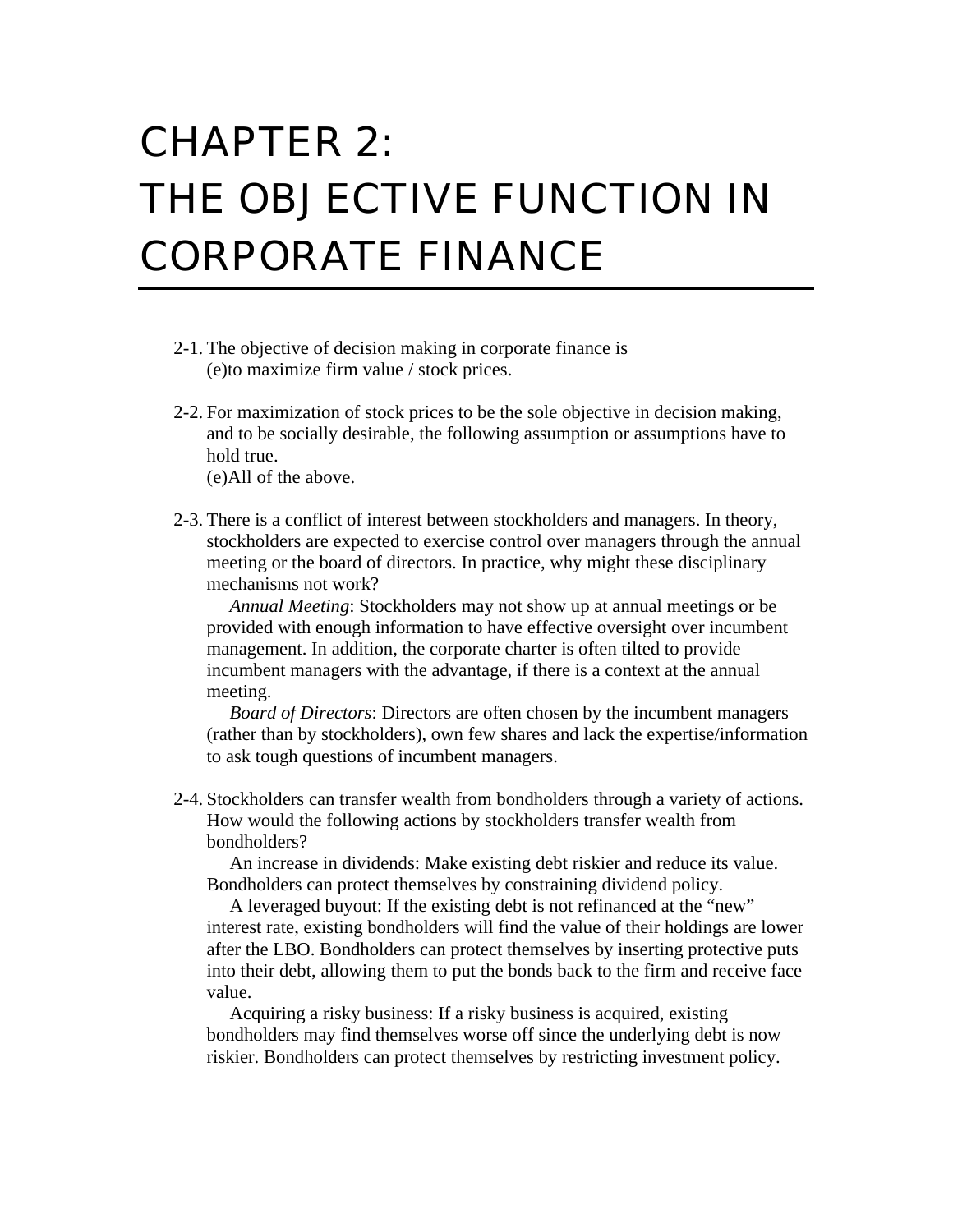# CHAPTER 2:
# THE OBJECTIVE FUNCTION IN CORPORATE FINANCE

2-1. The objective of decision making in corporate finance is
(e)to maximize firm value / stock prices.

2-2. For maximization of stock prices to be the sole objective in decision making, and to be socially desirable, the following assumption or assumptions have to hold true.
(e)All of the above.

2-3. There is a conflict of interest between stockholders and managers. In theory, stockholders are expected to exercise control over managers through the annual meeting or the board of directors. In practice, why might these disciplinary mechanisms not work?

*Annual Meeting*: Stockholders may not show up at annual meetings or be provided with enough information to have effective oversight over incumbent management. In addition, the corporate charter is often tilted to provide incumbent managers with the advantage, if there is a context at the annual meeting.

*Board of Directors*: Directors are often chosen by the incumbent managers (rather than by stockholders), own few shares and lack the expertise/information to ask tough questions of incumbent managers.

2-4. Stockholders can transfer wealth from bondholders through a variety of actions. How would the following actions by stockholders transfer wealth from bondholders?

An increase in dividends: Make existing debt riskier and reduce its value. Bondholders can protect themselves by constraining dividend policy.

A leveraged buyout: If the existing debt is not refinanced at the "new" interest rate, existing bondholders will find the value of their holdings are lower after the LBO. Bondholders can protect themselves by inserting protective puts into their debt, allowing them to put the bonds back to the firm and receive face value.

Acquiring a risky business: If a risky business is acquired, existing bondholders may find themselves worse off since the underlying debt is now riskier. Bondholders can protect themselves by restricting investment policy.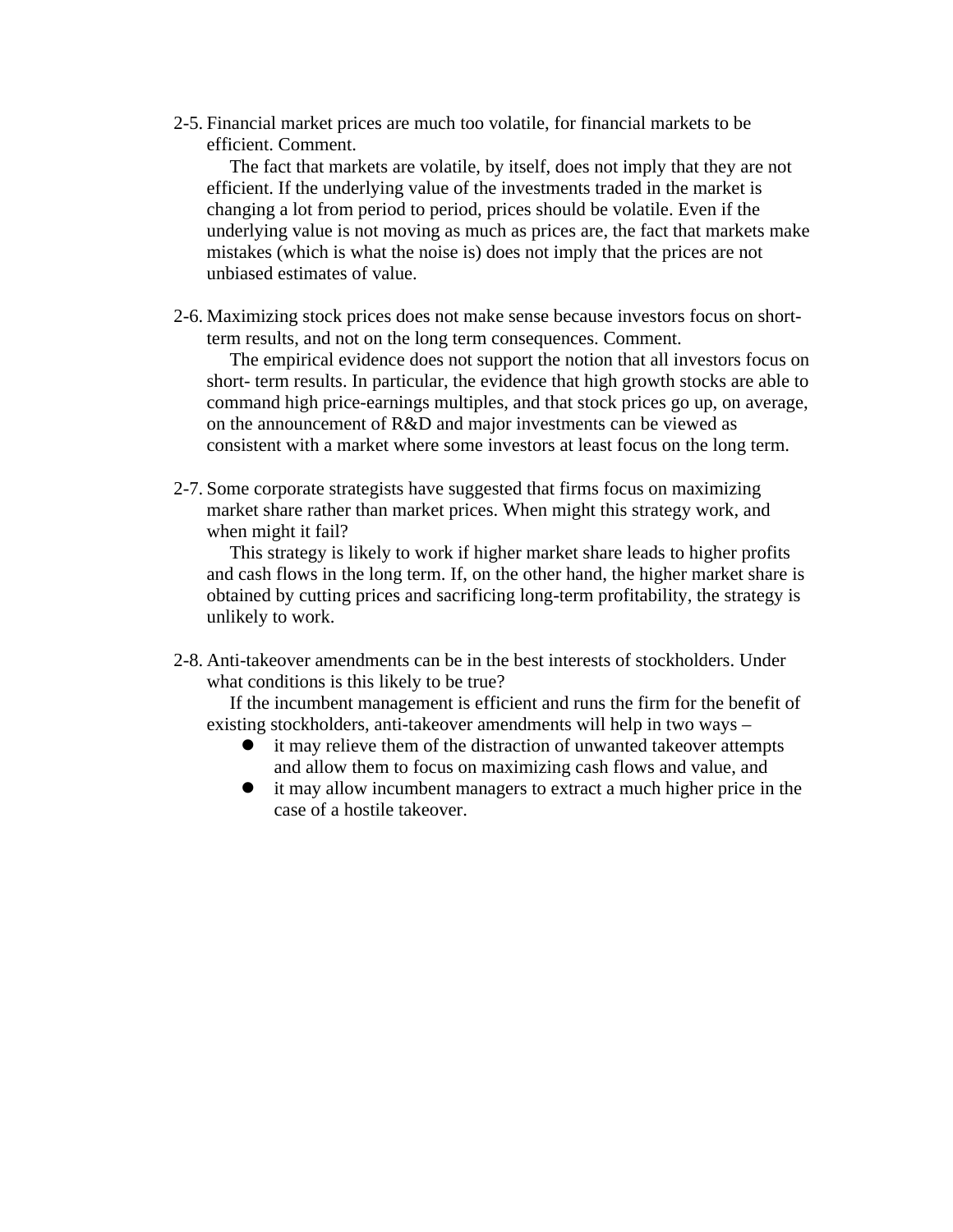2-5. Financial market prices are much too volatile, for financial markets to be efficient. Comment.

The fact that markets are volatile, by itself, does not imply that they are not efficient. If the underlying value of the investments traded in the market is changing a lot from period to period, prices should be volatile. Even if the underlying value is not moving as much as prices are, the fact that markets make mistakes (which is what the noise is) does not imply that the prices are not unbiased estimates of value.

2-6. Maximizing stock prices does not make sense because investors focus on short-term results, and not on the long term consequences. Comment.

The empirical evidence does not support the notion that all investors focus on short- term results. In particular, the evidence that high growth stocks are able to command high price-earnings multiples, and that stock prices go up, on average, on the announcement of R&D and major investments can be viewed as consistent with a market where some investors at least focus on the long term.

2-7. Some corporate strategists have suggested that firms focus on maximizing market share rather than market prices. When might this strategy work, and when might it fail?

This strategy is likely to work if higher market share leads to higher profits and cash flows in the long term. If, on the other hand, the higher market share is obtained by cutting prices and sacrificing long-term profitability, the strategy is unlikely to work.

2-8. Anti-takeover amendments can be in the best interests of stockholders. Under what conditions is this likely to be true?

If the incumbent management is efficient and runs the firm for the benefit of existing stockholders, anti-takeover amendments will help in two ways –

- it may relieve them of the distraction of unwanted takeover attempts and allow them to focus on maximizing cash flows and value, and
- it may allow incumbent managers to extract a much higher price in the case of a hostile takeover.